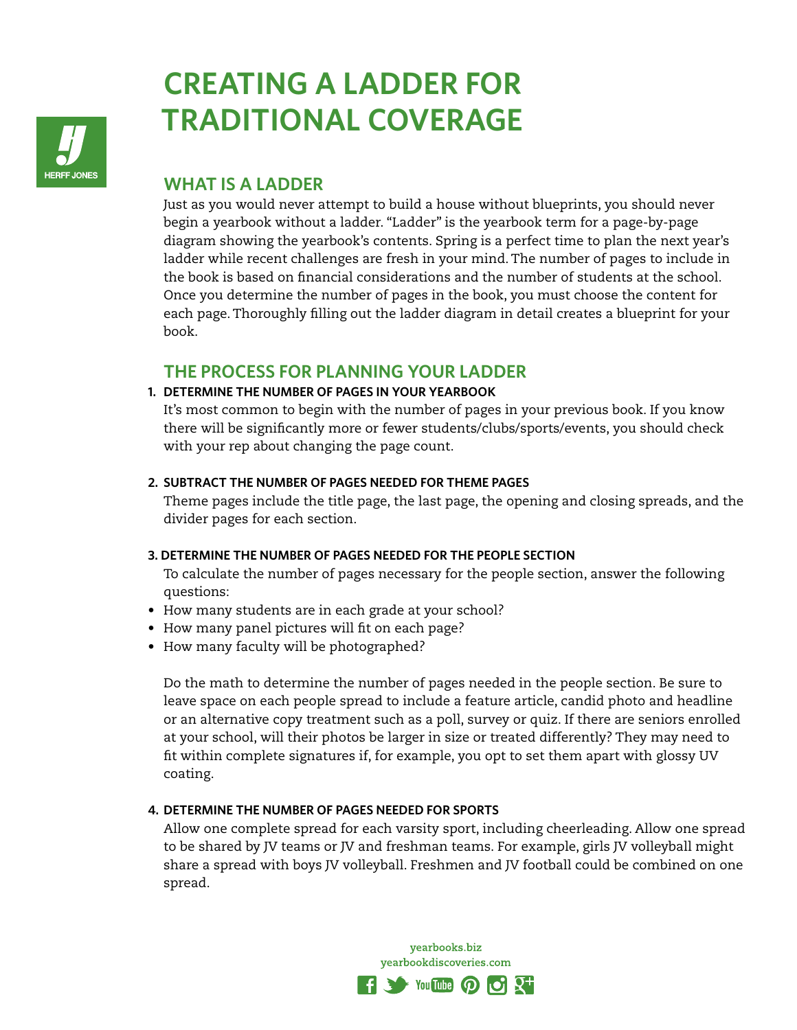# CREATING A LADDER FOR TRADITIONAL COVERAGE

## WHAT IS A LADDER

Just as you would never attempt to build a house without blueprints, you should never begin a yearbook without a ladder. "Ladder" is the yearbook term for a page-by-page diagram showing the yearbook's contents. Spring is a perfect time to plan the next year's ladder while recent challenges are fresh in your mind. The number of pages to include in the book is based on financial considerations and the number of students at the school. Once you determine the number of pages in the book, you must choose the content for each page. Thoroughly filling out the ladder diagram in detail creates a blueprint for your book.

## THE PROCESS FOR PLANNING YOUR LADDER

**1. DETERMINE THE NUMBER OF PAGES IN YOUR YEARBOOK**

It's most common to begin with the number of pages in your previous book. If you know there will be significantly more or fewer students/clubs/sports/events, you should check with your rep about changing the page count.

**2. SUBTRACT THE NUMBER OF PAGES NEEDED FOR THEME PAGES**

Theme pages include the title page, the last page, the opening and closing spreads, and the divider pages for each section.

**3. DETERMINE THE NUMBER OF PAGES NEEDED FOR THE PEOPLE SECTION**

To calculate the number of pages necessary for the people section, answer the following questions:

- How many students are in each grade at your school?
- How many panel pictures will fit on each page?
- How many faculty will be photographed?

Do the math to determine the number of pages needed in the people section. Be sure to leave space on each people spread to include a feature article, candid photo and headline or an alternative copy treatment such as a poll, survey or quiz. If there are seniors enrolled at your school, will their photos be larger in size or treated differently? They may need to fit within complete signatures if, for example, you opt to set them apart with glossy UV coating.

**4. DETERMINE THE NUMBER OF PAGES NEEDED FOR SPORTS**

Allow one complete spread for each varsity sport, including cheerleading. Allow one spread to be shared by JV teams or JV and freshman teams. For example, girls JV volleyball might share a spread with boys JV volleyball. Freshmen and JV football could be combined on one spread.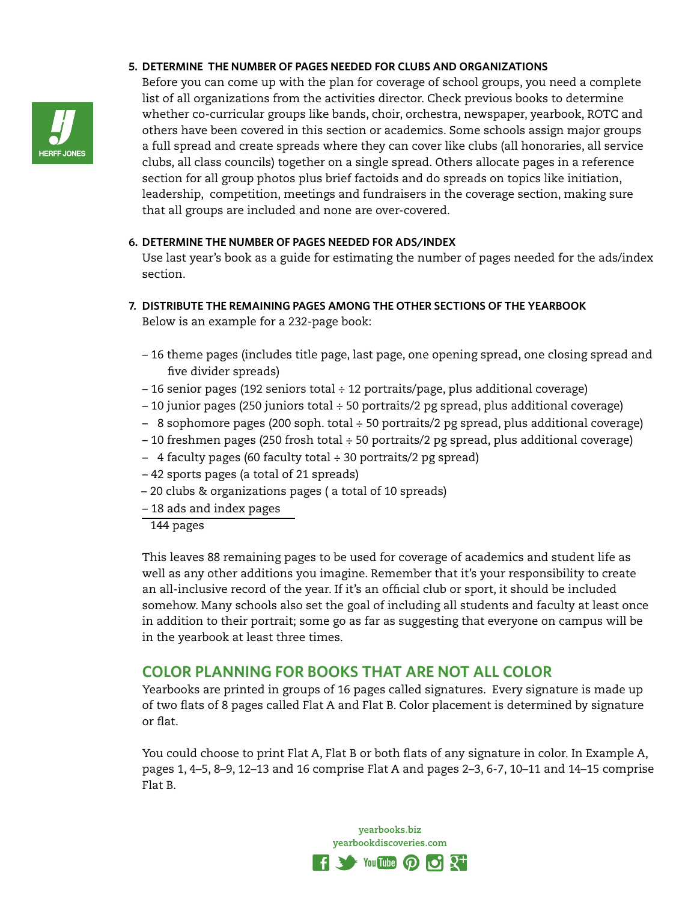**5. DETERMINE THE NUMBER OF PAGES NEEDED FOR CLUBS AND ORGANIZATIONS**

Before you can come up with the plan for coverage of school groups, you need a complete list of all organizations from the activities director. Check previous books to determine whether co-curricular groups like bands, choir, orchestra, newspaper, yearbook, ROTC and others have been covered in this section or academics. Some schools assign major groups a full spread and create spreads where they can cover like clubs (all honoraries, all service clubs, all class councils) together on a single spread. Others allocate pages in a reference section for all group photos plus brief factoids and do spreads on topics like initiation, leadership, competition, meetings and fundraisers in the coverage section, making sure that all groups are included and none are over-covered.

**6. DETERMINE THE NUMBER OF PAGES NEEDED FOR ADS/INDEX**

Use last year's book as a guide for estimating the number of pages needed for the ads/index section.

**7. DISTRIBUTE THE REMAINING PAGES AMONG THE OTHER SECTIONS OF THE YEARBOOK**

Below is an example for a 232-page book:

- 16 theme pages (includes title page, last page, one opening spread, one closing spread and five divider spreads)
- 16 senior pages (192 seniors total ÷ 12 portraits/page, plus additional coverage)
- 10 junior pages (250 juniors total ÷ 50 portraits/2 pg spread, plus additional coverage)
- 8 sophomore pages (200 soph. total ÷ 50 portraits/2 pg spread, plus additional coverage)
- 10 freshmen pages (250 frosh total ÷ 50 portraits/2 pg spread, plus additional coverage)
- 4 faculty pages (60 faculty total ÷ 30 portraits/2 pg spread)
- 42 sports pages (a total of 21 spreads)
- 20 clubs & organizations pages ( a total of 10 spreads)
- 18 ads and index pages

144 pages

This leaves 88 remaining pages to be used for coverage of academics and student life as well as any other additions you imagine. Remember that it's your responsibility to create an all-inclusive record of the year. If it's an official club or sport, it should be included somehow. Many schools also set the goal of including all students and faculty at least once in addition to their portrait; some go as far as suggesting that everyone on campus will be in the yearbook at least three times.

## COLOR PLANNING FOR BOOKS THAT ARE NOT ALL COLOR

Yearbooks are printed in groups of 16 pages called signatures. Every signature is made up of two flats of 8 pages called Flat A and Flat B. Color placement is determined by signature or flat.

You could choose to print Flat A, Flat B or both flats of any signature in color. In Example A, pages 1, 4–5, 8–9, 12–13 and 16 comprise Flat A and pages 2–3, 6-7, 10–11 and 14–15 comprise Flat B.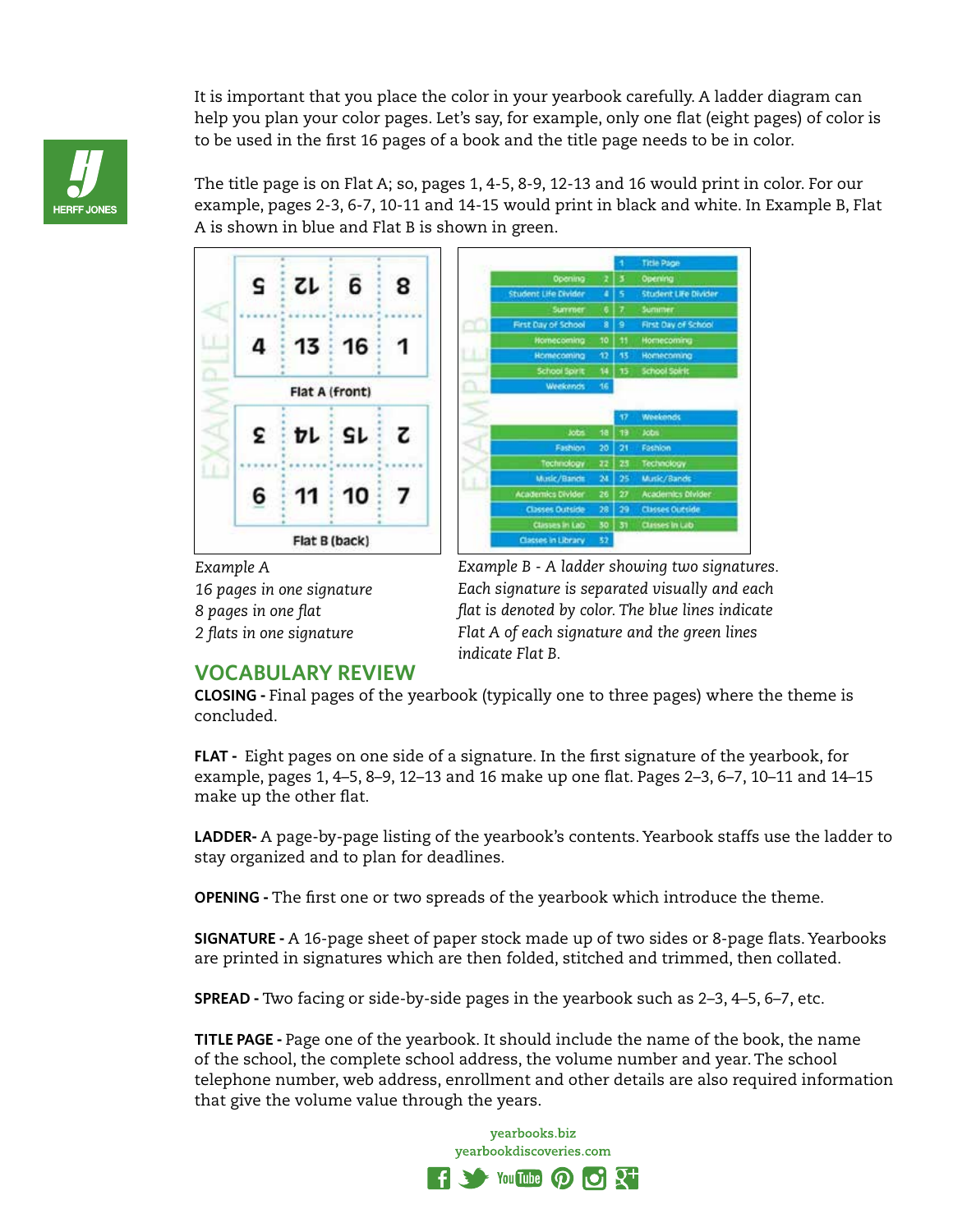It is important that you place the color in your yearbook carefully. A ladder diagram can help you plan your color pages. Let's say, for example, only one flat (eight pages) of color is to be used in the first 16 pages of a book and the title page needs to be in color.

The title page is on Flat A; so, pages 1, 4-5, 8-9, 12-13 and 16 would print in color. For our example, pages 2-3, 6-7, 10-11 and 14-15 would print in black and white. In Example B, Flat A is shown in blue and Flat B is shown in green.

EXAMPLE A

5 12 9 8
4 13 16 1

Flat A (front)

3 14 15 2
6 11 10 7

Flat B (back)

*Example A*
*16 pages in one signature*
*8 pages in one flat*
*2 flats in one signature*

EXAMPLE B

| | | | |
|---|---|---|---|
| | | 1 | Title Page |
| Opening | 2 | 3 | Opening |
| Student Life Divider | 4 | 5 | Student Life Divider |
| Summer | 6 | 7 | Summer |
| First Day of School | 8 | 9 | First Day of School |
| Homecoming | 10 | 11 | Homecoming |
| Homecoming | 12 | 13 | Homecoming |
| School Spirit | 14 | 15 | School Spirit |
| Weekends | 16 | | |
| | | 17 | Weekends |
| Jobs | 18 | 19 | Jobs |
| Fashion | 20 | 21 | Fashion |
| Technology | 22 | 23 | Technology |
| Music/Bands | 24 | 25 | Music/Bands |
| Academics Divider | 26 | 27 | Academics Divider |
| Classes Outside | 28 | 29 | Classes Outside |
| Classes in Lab | 30 | 31 | Classes in Lab |
| Classes in Library | 32 | | |

*Example B - A ladder showing two signatures. Each signature is separated visually and each flat is denoted by color. The blue lines indicate Flat A of each signature and the green lines indicate Flat B.*

## VOCABULARY REVIEW

**CLOSING -** Final pages of the yearbook (typically one to three pages) where the theme is concluded.

**FLAT -** Eight pages on one side of a signature. In the first signature of the yearbook, for example, pages 1, 4–5, 8–9, 12–13 and 16 make up one flat. Pages 2–3, 6–7, 10–11 and 14–15 make up the other flat.

**LADDER-** A page-by-page listing of the yearbook's contents. Yearbook staffs use the ladder to stay organized and to plan for deadlines.

**OPENING -** The first one or two spreads of the yearbook which introduce the theme.

**SIGNATURE -** A 16-page sheet of paper stock made up of two sides or 8-page flats. Yearbooks are printed in signatures which are then folded, stitched and trimmed, then collated.

**SPREAD -** Two facing or side-by-side pages in the yearbook such as 2–3, 4–5, 6–7, etc.

**TITLE PAGE -** Page one of the yearbook. It should include the name of the book, the name of the school, the complete school address, the volume number and year. The school telephone number, web address, enrollment and other details are also required information that give the volume value through the years.

yearbooks.biz
yearbookdiscoveries.com